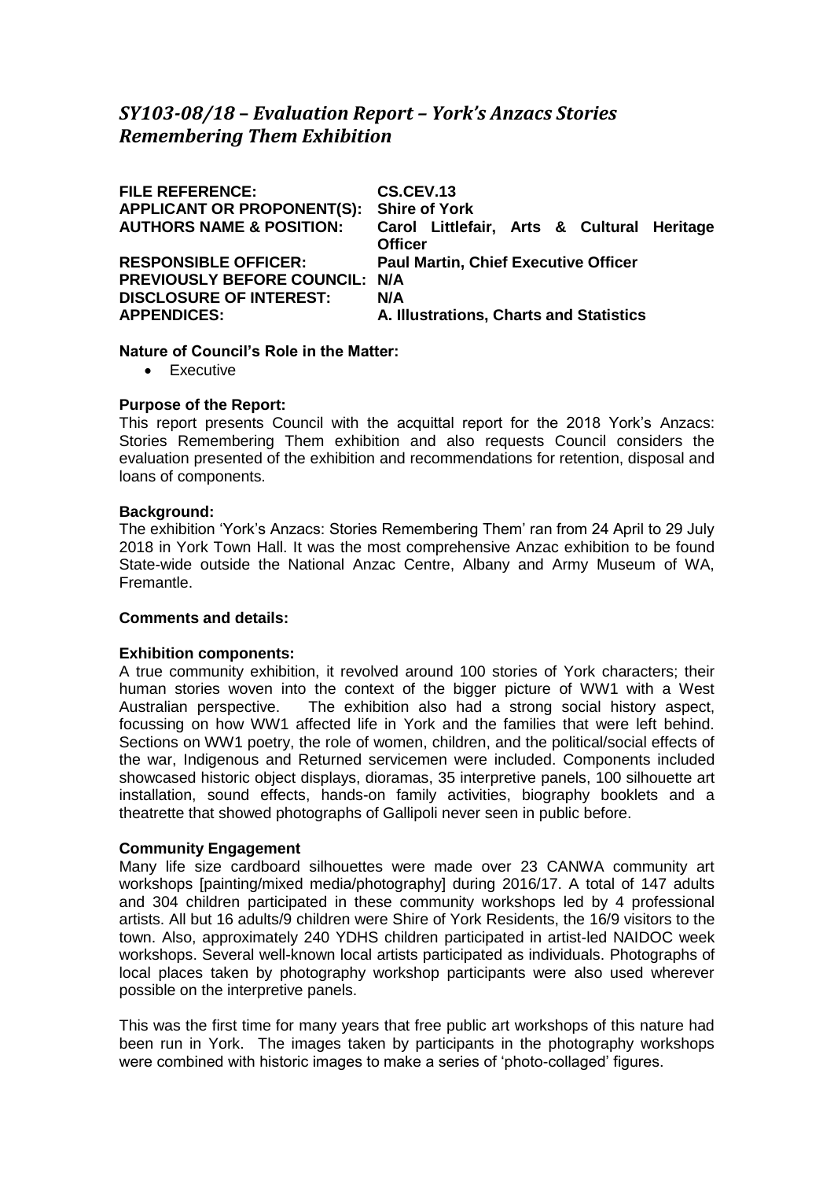# *SY103-08/18 – Evaluation Report – York's Anzacs Stories Remembering Them Exhibition*

| | |
|---|---|
| **FILE REFERENCE:** | **CS.CEV.13** |
| **APPLICANT OR PROPONENT(S):** | **Shire of York** |
| **AUTHORS NAME & POSITION:** | **Carol Littlefair, Arts & Cultural Heritage Officer** |
| **RESPONSIBLE OFFICER:** | **Paul Martin, Chief Executive Officer** |
| **PREVIOUSLY BEFORE COUNCIL:** | **N/A** |
| **DISCLOSURE OF INTEREST:** | **N/A** |
| **APPENDICES:** | **A. Illustrations, Charts and Statistics** |

**Nature of Council's Role in the Matter:**

- Executive

**Purpose of the Report:**

This report presents Council with the acquittal report for the 2018 York's Anzacs: Stories Remembering Them exhibition and also requests Council considers the evaluation presented of the exhibition and recommendations for retention, disposal and loans of components.

**Background:**

The exhibition 'York's Anzacs: Stories Remembering Them' ran from 24 April to 29 July 2018 in York Town Hall. It was the most comprehensive Anzac exhibition to be found State-wide outside the National Anzac Centre, Albany and Army Museum of WA, Fremantle.

**Comments and details:**

**Exhibition components:**

A true community exhibition, it revolved around 100 stories of York characters; their human stories woven into the context of the bigger picture of WW1 with a West Australian perspective. The exhibition also had a strong social history aspect, focussing on how WW1 affected life in York and the families that were left behind. Sections on WW1 poetry, the role of women, children, and the political/social effects of the war, Indigenous and Returned servicemen were included. Components included showcased historic object displays, dioramas, 35 interpretive panels, 100 silhouette art installation, sound effects, hands-on family activities, biography booklets and a theatrette that showed photographs of Gallipoli never seen in public before.

**Community Engagement**

Many life size cardboard silhouettes were made over 23 CANWA community art workshops [painting/mixed media/photography] during 2016/17. A total of 147 adults and 304 children participated in these community workshops led by 4 professional artists. All but 16 adults/9 children were Shire of York Residents, the 16/9 visitors to the town. Also, approximately 240 YDHS children participated in artist-led NAIDOC week workshops. Several well-known local artists participated as individuals. Photographs of local places taken by photography workshop participants were also used wherever possible on the interpretive panels.

This was the first time for many years that free public art workshops of this nature had been run in York. The images taken by participants in the photography workshops were combined with historic images to make a series of 'photo-collaged' figures.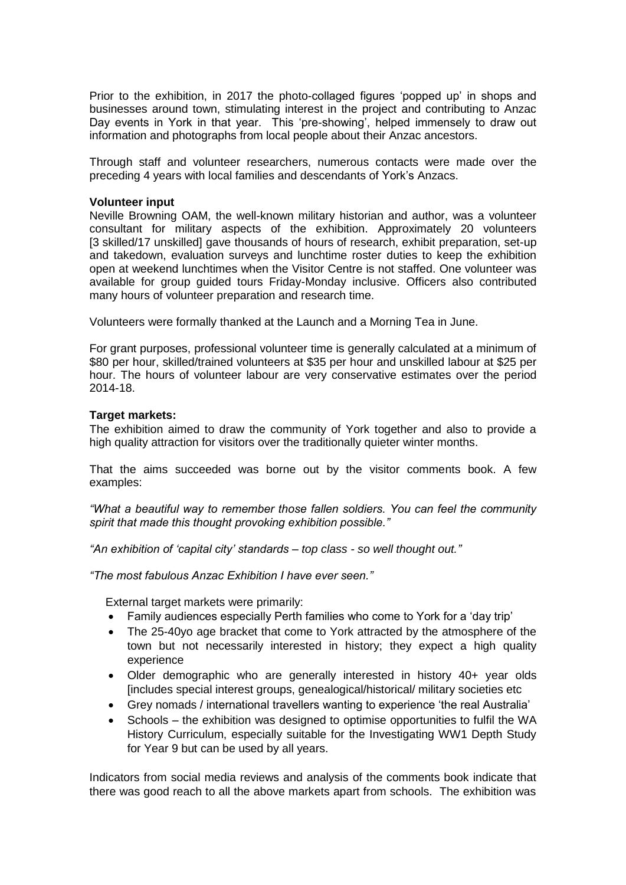Prior to the exhibition, in 2017 the photo-collaged figures 'popped up' in shops and businesses around town, stimulating interest in the project and contributing to Anzac Day events in York in that year. This 'pre-showing', helped immensely to draw out information and photographs from local people about their Anzac ancestors.

Through staff and volunteer researchers, numerous contacts were made over the preceding 4 years with local families and descendants of York's Anzacs.

**Volunteer input**
Neville Browning OAM, the well-known military historian and author, was a volunteer consultant for military aspects of the exhibition. Approximately 20 volunteers [3 skilled/17 unskilled] gave thousands of hours of research, exhibit preparation, set-up and takedown, evaluation surveys and lunchtime roster duties to keep the exhibition open at weekend lunchtimes when the Visitor Centre is not staffed. One volunteer was available for group guided tours Friday-Monday inclusive. Officers also contributed many hours of volunteer preparation and research time.

Volunteers were formally thanked at the Launch and a Morning Tea in June.

For grant purposes, professional volunteer time is generally calculated at a minimum of $80 per hour, skilled/trained volunteers at $35 per hour and unskilled labour at $25 per hour. The hours of volunteer labour are very conservative estimates over the period 2014-18.

**Target markets:**
The exhibition aimed to draw the community of York together and also to provide a high quality attraction for visitors over the traditionally quieter winter months.

That the aims succeeded was borne out by the visitor comments book. A few examples:

*"What a beautiful way to remember those fallen soldiers. You can feel the community spirit that made this thought provoking exhibition possible."*

*"An exhibition of 'capital city' standards – top class - so well thought out."*

*"The most fabulous Anzac Exhibition I have ever seen."*

External target markets were primarily:

- Family audiences especially Perth families who come to York for a 'day trip'
- The 25-40yo age bracket that come to York attracted by the atmosphere of the town but not necessarily interested in history; they expect a high quality experience
- Older demographic who are generally interested in history 40+ year olds [includes special interest groups, genealogical/historical/ military societies etc
- Grey nomads / international travellers wanting to experience 'the real Australia'
- Schools – the exhibition was designed to optimise opportunities to fulfil the WA History Curriculum, especially suitable for the Investigating WW1 Depth Study for Year 9 but can be used by all years.

Indicators from social media reviews and analysis of the comments book indicate that there was good reach to all the above markets apart from schools. The exhibition was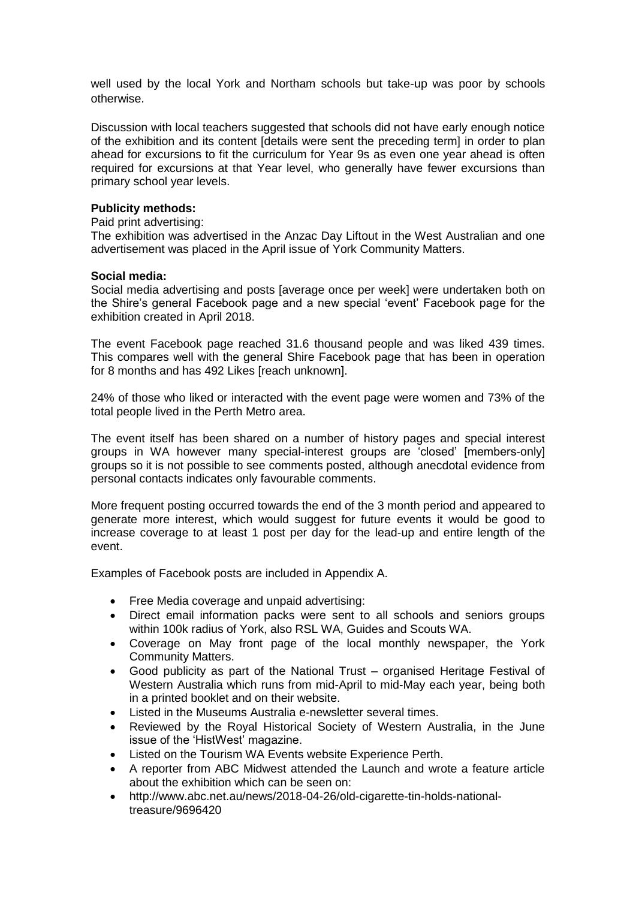well used by the local York and Northam schools but take-up was poor by schools otherwise.

Discussion with local teachers suggested that schools did not have early enough notice of the exhibition and its content [details were sent the preceding term] in order to plan ahead for excursions to fit the curriculum for Year 9s as even one year ahead is often required for excursions at that Year level, who generally have fewer excursions than primary school year levels.

**Publicity methods:**

Paid print advertising:

The exhibition was advertised in the Anzac Day Liftout in the West Australian and one advertisement was placed in the April issue of York Community Matters.

**Social media:**

Social media advertising and posts [average once per week] were undertaken both on the Shire's general Facebook page and a new special 'event' Facebook page for the exhibition created in April 2018.

The event Facebook page reached 31.6 thousand people and was liked 439 times. This compares well with the general Shire Facebook page that has been in operation for 8 months and has 492 Likes [reach unknown].

24% of those who liked or interacted with the event page were women and 73% of the total people lived in the Perth Metro area.

The event itself has been shared on a number of history pages and special interest groups in WA however many special-interest groups are 'closed' [members-only] groups so it is not possible to see comments posted, although anecdotal evidence from personal contacts indicates only favourable comments.

More frequent posting occurred towards the end of the 3 month period and appeared to generate more interest, which would suggest for future events it would be good to increase coverage to at least 1 post per day for the lead-up and entire length of the event.

Examples of Facebook posts are included in Appendix A.

- Free Media coverage and unpaid advertising:
- Direct email information packs were sent to all schools and seniors groups within 100k radius of York, also RSL WA, Guides and Scouts WA.
- Coverage on May front page of the local monthly newspaper, the York Community Matters.
- Good publicity as part of the National Trust – organised Heritage Festival of Western Australia which runs from mid-April to mid-May each year, being both in a printed booklet and on their website.
- Listed in the Museums Australia e-newsletter several times.
- Reviewed by the Royal Historical Society of Western Australia, in the June issue of the 'HistWest' magazine.
- Listed on the Tourism WA Events website Experience Perth.
- A reporter from ABC Midwest attended the Launch and wrote a feature article about the exhibition which can be seen on:
- http://www.abc.net.au/news/2018-04-26/old-cigarette-tin-holds-national-treasure/9696420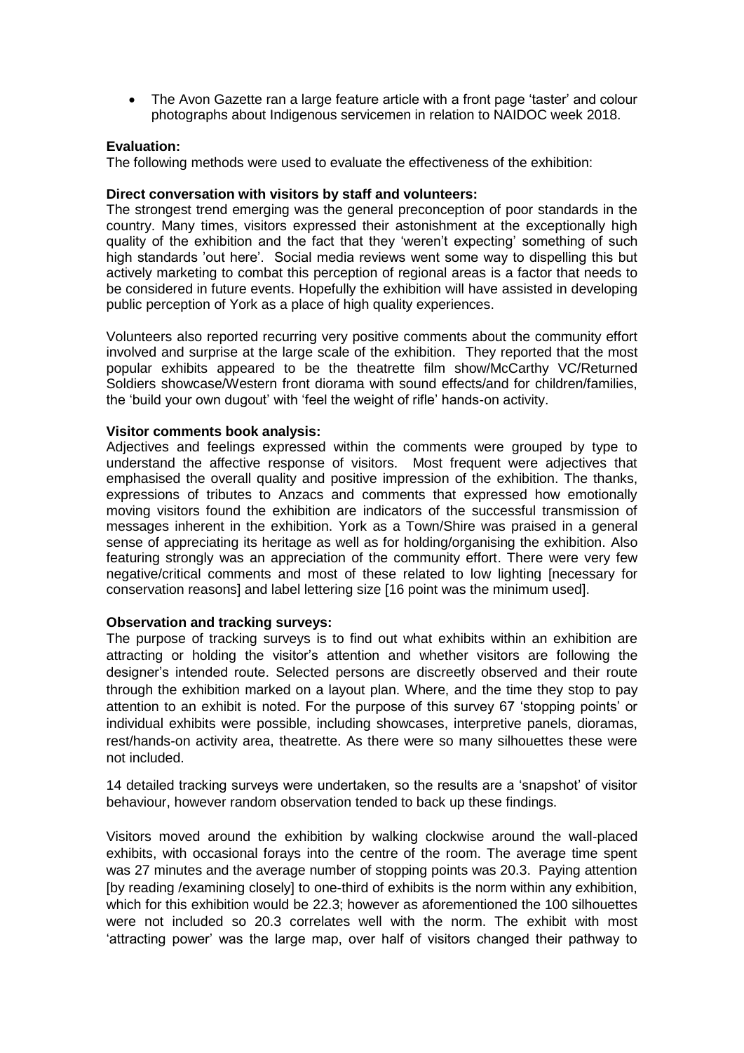- The Avon Gazette ran a large feature article with a front page 'taster' and colour photographs about Indigenous servicemen in relation to NAIDOC week 2018.

**Evaluation:**

The following methods were used to evaluate the effectiveness of the exhibition:

**Direct conversation with visitors by staff and volunteers:**

The strongest trend emerging was the general preconception of poor standards in the country. Many times, visitors expressed their astonishment at the exceptionally high quality of the exhibition and the fact that they 'weren't expecting' something of such high standards 'out here'. Social media reviews went some way to dispelling this but actively marketing to combat this perception of regional areas is a factor that needs to be considered in future events. Hopefully the exhibition will have assisted in developing public perception of York as a place of high quality experiences.

Volunteers also reported recurring very positive comments about the community effort involved and surprise at the large scale of the exhibition. They reported that the most popular exhibits appeared to be the theatrette film show/McCarthy VC/Returned Soldiers showcase/Western front diorama with sound effects/and for children/families, the 'build your own dugout' with 'feel the weight of rifle' hands-on activity.

**Visitor comments book analysis:**

Adjectives and feelings expressed within the comments were grouped by type to understand the affective response of visitors. Most frequent were adjectives that emphasised the overall quality and positive impression of the exhibition. The thanks, expressions of tributes to Anzacs and comments that expressed how emotionally moving visitors found the exhibition are indicators of the successful transmission of messages inherent in the exhibition. York as a Town/Shire was praised in a general sense of appreciating its heritage as well as for holding/organising the exhibition. Also featuring strongly was an appreciation of the community effort. There were very few negative/critical comments and most of these related to low lighting [necessary for conservation reasons] and label lettering size [16 point was the minimum used].

**Observation and tracking surveys:**

The purpose of tracking surveys is to find out what exhibits within an exhibition are attracting or holding the visitor's attention and whether visitors are following the designer's intended route. Selected persons are discreetly observed and their route through the exhibition marked on a layout plan. Where, and the time they stop to pay attention to an exhibit is noted. For the purpose of this survey 67 'stopping points' or individual exhibits were possible, including showcases, interpretive panels, dioramas, rest/hands-on activity area, theatrette. As there were so many silhouettes these were not included.

14 detailed tracking surveys were undertaken, so the results are a 'snapshot' of visitor behaviour, however random observation tended to back up these findings.

Visitors moved around the exhibition by walking clockwise around the wall-placed exhibits, with occasional forays into the centre of the room. The average time spent was 27 minutes and the average number of stopping points was 20.3. Paying attention [by reading /examining closely] to one-third of exhibits is the norm within any exhibition, which for this exhibition would be 22.3; however as aforementioned the 100 silhouettes were not included so 20.3 correlates well with the norm. The exhibit with most 'attracting power' was the large map, over half of visitors changed their pathway to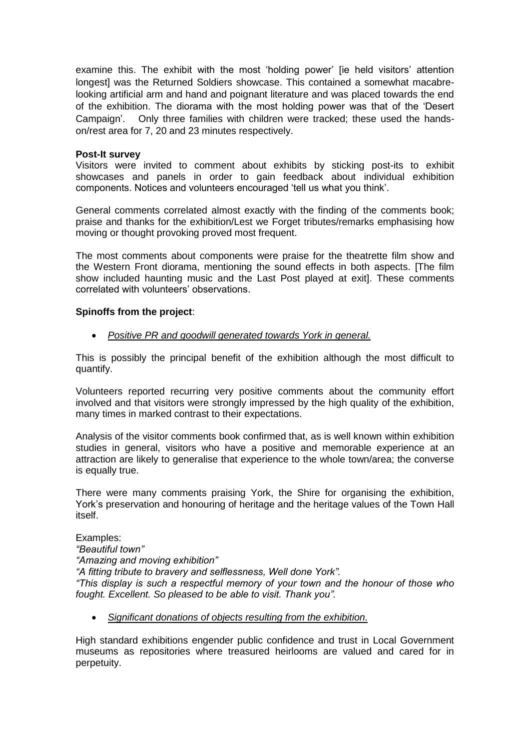examine this. The exhibit with the most 'holding power' [ie held visitors' attention longest] was the Returned Soldiers showcase. This contained a somewhat macabre-looking artificial arm and hand and poignant literature and was placed towards the end of the exhibition. The diorama with the most holding power was that of the 'Desert Campaign'. Only three families with children were tracked; these used the hands-on/rest area for 7, 20 and 23 minutes respectively.

**Post-It survey**

Visitors were invited to comment about exhibits by sticking post-its to exhibit showcases and panels in order to gain feedback about individual exhibition components. Notices and volunteers encouraged 'tell us what you think'.

General comments correlated almost exactly with the finding of the comments book; praise and thanks for the exhibition/Lest we Forget tributes/remarks emphasising how moving or thought provoking proved most frequent.

The most comments about components were praise for the theatrette film show and the Western Front diorama, mentioning the sound effects in both aspects. [The film show included haunting music and the Last Post played at exit]. These comments correlated with volunteers' observations.

**Spinoffs from the project**:

- *Positive PR and goodwill generated towards York in general.*

This is possibly the principal benefit of the exhibition although the most difficult to quantify.

Volunteers reported recurring very positive comments about the community effort involved and that visitors were strongly impressed by the high quality of the exhibition, many times in marked contrast to their expectations.

Analysis of the visitor comments book confirmed that, as is well known within exhibition studies in general, visitors who have a positive and memorable experience at an attraction are likely to generalise that experience to the whole town/area; the converse is equally true.

There were many comments praising York, the Shire for organising the exhibition, York's preservation and honouring of heritage and the heritage values of the Town Hall itself.

Examples:
*"Beautiful town"*
*"Amazing and moving exhibition"*
*"A fitting tribute to bravery and selflessness, Well done York".*
*"This display is such a respectful memory of your town and the honour of those who fought. Excellent. So pleased to be able to visit. Thank you".*

- *Significant donations of objects resulting from the exhibition.*

High standard exhibitions engender public confidence and trust in Local Government museums as repositories where treasured heirlooms are valued and cared for in perpetuity.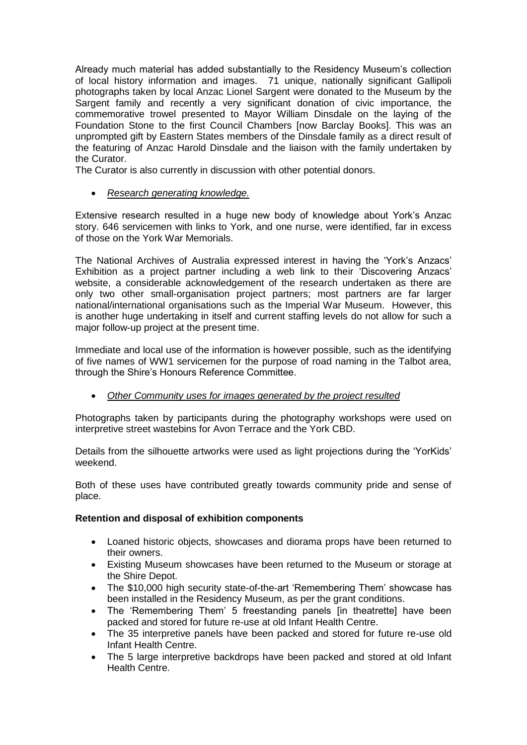Already much material has added substantially to the Residency Museum's collection of local history information and images. 71 unique, nationally significant Gallipoli photographs taken by local Anzac Lionel Sargent were donated to the Museum by the Sargent family and recently a very significant donation of civic importance, the commemorative trowel presented to Mayor William Dinsdale on the laying of the Foundation Stone to the first Council Chambers [now Barclay Books]. This was an unprompted gift by Eastern States members of the Dinsdale family as a direct result of the featuring of Anzac Harold Dinsdale and the liaison with the family undertaken by the Curator.

The Curator is also currently in discussion with other potential donors.

- *Research generating knowledge.*

Extensive research resulted in a huge new body of knowledge about York's Anzac story. 646 servicemen with links to York, and one nurse, were identified, far in excess of those on the York War Memorials.

The National Archives of Australia expressed interest in having the 'York's Anzacs' Exhibition as a project partner including a web link to their 'Discovering Anzacs' website, a considerable acknowledgement of the research undertaken as there are only two other small-organisation project partners; most partners are far larger national/international organisations such as the Imperial War Museum. However, this is another huge undertaking in itself and current staffing levels do not allow for such a major follow-up project at the present time.

Immediate and local use of the information is however possible, such as the identifying of five names of WW1 servicemen for the purpose of road naming in the Talbot area, through the Shire's Honours Reference Committee.

- *Other Community uses for images generated by the project resulted*

Photographs taken by participants during the photography workshops were used on interpretive street wastebins for Avon Terrace and the York CBD.

Details from the silhouette artworks were used as light projections during the 'YorKids' weekend.

Both of these uses have contributed greatly towards community pride and sense of place.

**Retention and disposal of exhibition components**

- Loaned historic objects, showcases and diorama props have been returned to their owners.
- Existing Museum showcases have been returned to the Museum or storage at the Shire Depot.
- The $10,000 high security state-of-the-art 'Remembering Them' showcase has been installed in the Residency Museum, as per the grant conditions.
- The 'Remembering Them' 5 freestanding panels [in theatrette] have been packed and stored for future re-use at old Infant Health Centre.
- The 35 interpretive panels have been packed and stored for future re-use old Infant Health Centre.
- The 5 large interpretive backdrops have been packed and stored at old Infant Health Centre.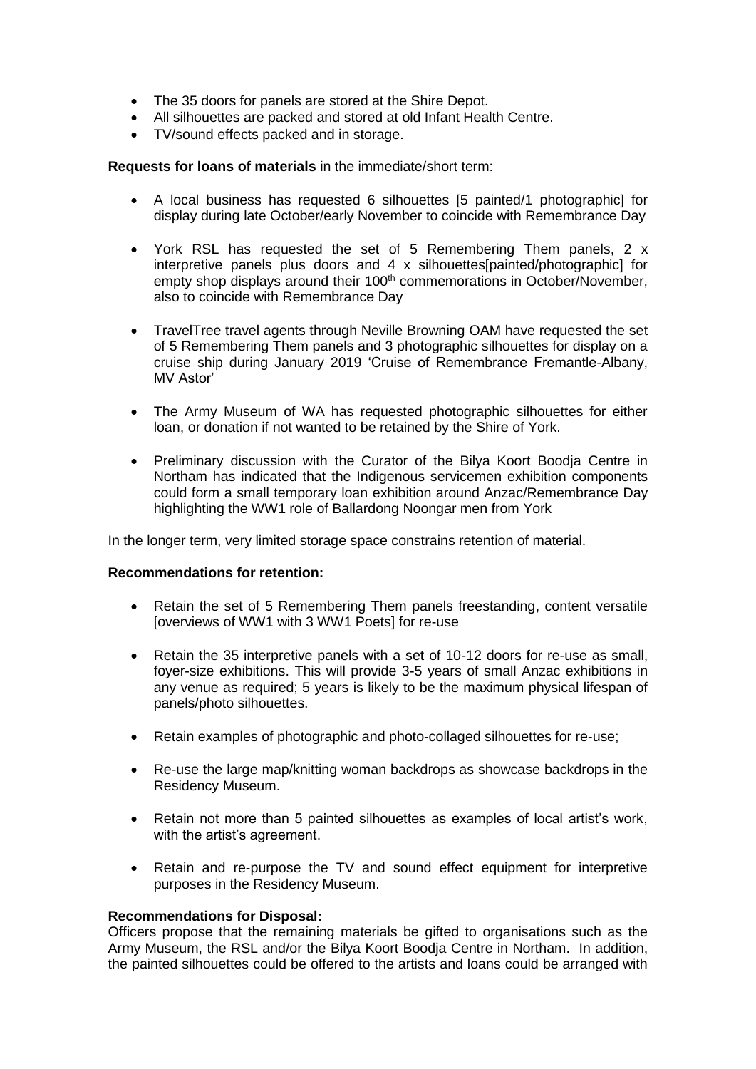- The 35 doors for panels are stored at the Shire Depot.
- All silhouettes are packed and stored at old Infant Health Centre.
- TV/sound effects packed and in storage.

**Requests for loans of materials** in the immediate/short term:

- A local business has requested 6 silhouettes [5 painted/1 photographic] for display during late October/early November to coincide with Remembrance Day

- York RSL has requested the set of 5 Remembering Them panels, 2 x interpretive panels plus doors and 4 x silhouettes[painted/photographic] for empty shop displays around their 100th commemorations in October/November, also to coincide with Remembrance Day

- TravelTree travel agents through Neville Browning OAM have requested the set of 5 Remembering Them panels and 3 photographic silhouettes for display on a cruise ship during January 2019 'Cruise of Remembrance Fremantle-Albany, MV Astor'

- The Army Museum of WA has requested photographic silhouettes for either loan, or donation if not wanted to be retained by the Shire of York.

- Preliminary discussion with the Curator of the Bilya Koort Boodja Centre in Northam has indicated that the Indigenous servicemen exhibition components could form a small temporary loan exhibition around Anzac/Remembrance Day highlighting the WW1 role of Ballardong Noongar men from York

In the longer term, very limited storage space constrains retention of material.

**Recommendations for retention:**

- Retain the set of 5 Remembering Them panels freestanding, content versatile [overviews of WW1 with 3 WW1 Poets] for re-use

- Retain the 35 interpretive panels with a set of 10-12 doors for re-use as small, foyer-size exhibitions. This will provide 3-5 years of small Anzac exhibitions in any venue as required; 5 years is likely to be the maximum physical lifespan of panels/photo silhouettes.

- Retain examples of photographic and photo-collaged silhouettes for re-use;

- Re-use the large map/knitting woman backdrops as showcase backdrops in the Residency Museum.

- Retain not more than 5 painted silhouettes as examples of local artist's work, with the artist's agreement.

- Retain and re-purpose the TV and sound effect equipment for interpretive purposes in the Residency Museum.

**Recommendations for Disposal:**
Officers propose that the remaining materials be gifted to organisations such as the Army Museum, the RSL and/or the Bilya Koort Boodja Centre in Northam. In addition, the painted silhouettes could be offered to the artists and loans could be arranged with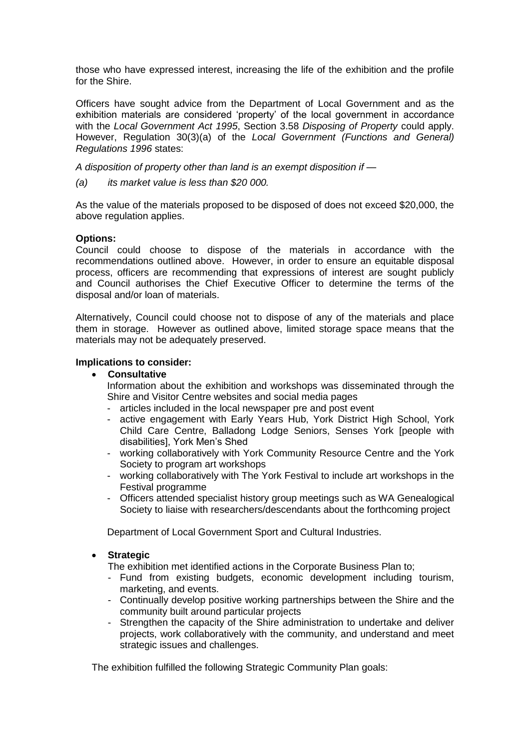those who have expressed interest, increasing the life of the exhibition and the profile for the Shire.

Officers have sought advice from the Department of Local Government and as the exhibition materials are considered 'property' of the local government in accordance with the *Local Government Act 1995*, Section 3.58 *Disposing of Property* could apply. However, Regulation 30(3)(a) of the *Local Government (Functions and General) Regulations 1996* states:

*A disposition of property other than land is an exempt disposition if —*

*(a) its market value is less than $20 000.*

As the value of the materials proposed to be disposed of does not exceed $20,000, the above regulation applies.

**Options:**
Council could choose to dispose of the materials in accordance with the recommendations outlined above. However, in order to ensure an equitable disposal process, officers are recommending that expressions of interest are sought publicly and Council authorises the Chief Executive Officer to determine the terms of the disposal and/or loan of materials.

Alternatively, Council could choose not to dispose of any of the materials and place them in storage. However as outlined above, limited storage space means that the materials may not be adequately preserved.

**Implications to consider:**

- **Consultative**

  Information about the exhibition and workshops was disseminated through the Shire and Visitor Centre websites and social media pages
  - articles included in the local newspaper pre and post event
  - active engagement with Early Years Hub, York District High School, York Child Care Centre, Balladong Lodge Seniors, Senses York [people with disabilities], York Men's Shed
  - working collaboratively with York Community Resource Centre and the York Society to program art workshops
  - working collaboratively with The York Festival to include art workshops in the Festival programme
  - Officers attended specialist history group meetings such as WA Genealogical Society to liaise with researchers/descendants about the forthcoming project

  Department of Local Government Sport and Cultural Industries.

- **Strategic**

  The exhibition met identified actions in the Corporate Business Plan to;
  - Fund from existing budgets, economic development including tourism, marketing, and events.
  - Continually develop positive working partnerships between the Shire and the community built around particular projects
  - Strengthen the capacity of the Shire administration to undertake and deliver projects, work collaboratively with the community, and understand and meet strategic issues and challenges.

  The exhibition fulfilled the following Strategic Community Plan goals: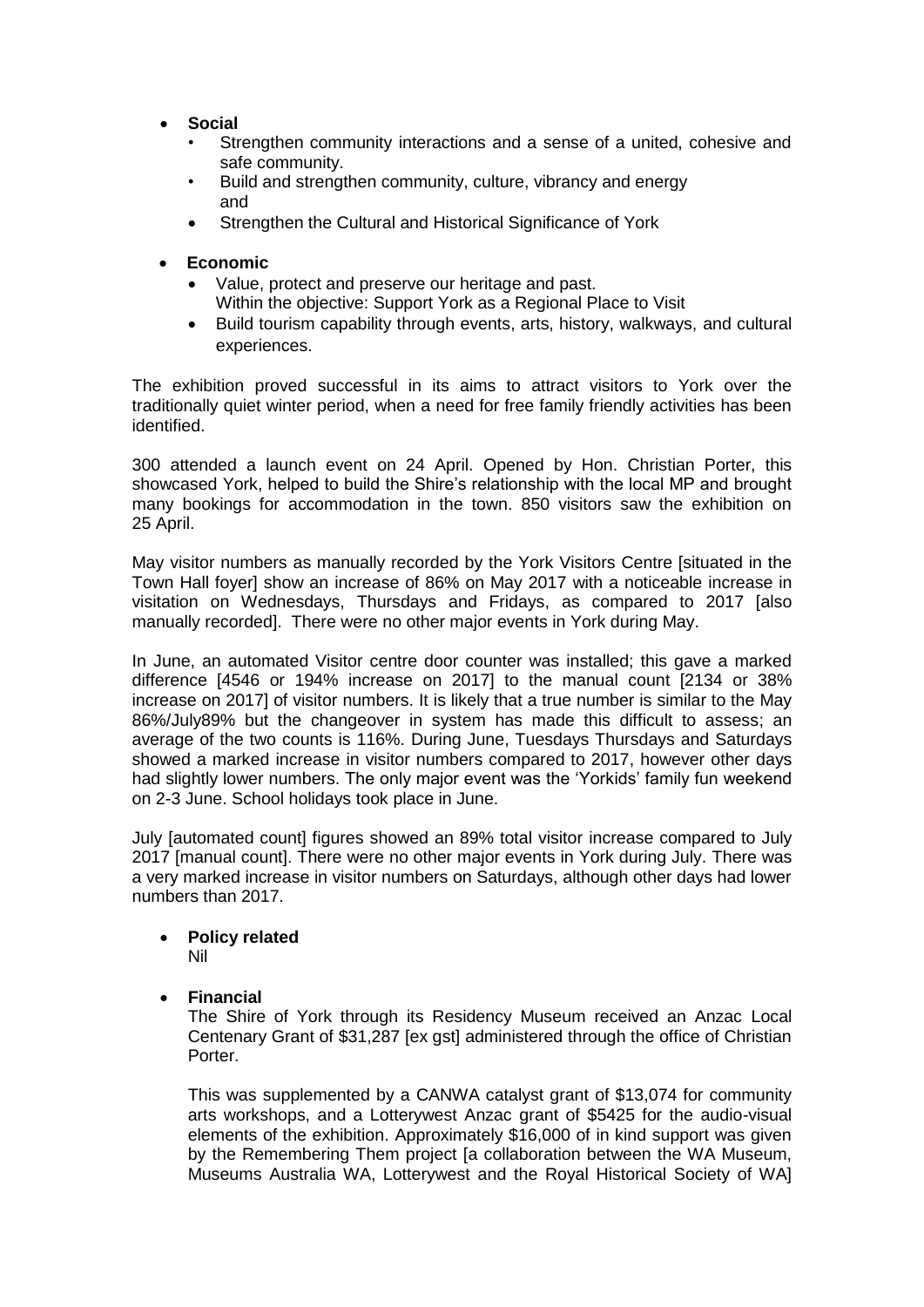- **Social**
  - Strengthen community interactions and a sense of a united, cohesive and safe community.
  - Build and strengthen community, culture, vibrancy and energy and
  - Strengthen the Cultural and Historical Significance of York

- **Economic**
  - Value, protect and preserve our heritage and past.
    Within the objective: Support York as a Regional Place to Visit
  - Build tourism capability through events, arts, history, walkways, and cultural experiences.

The exhibition proved successful in its aims to attract visitors to York over the traditionally quiet winter period, when a need for free family friendly activities has been identified.

300 attended a launch event on 24 April. Opened by Hon. Christian Porter, this showcased York, helped to build the Shire's relationship with the local MP and brought many bookings for accommodation in the town. 850 visitors saw the exhibition on 25 April.

May visitor numbers as manually recorded by the York Visitors Centre [situated in the Town Hall foyer] show an increase of 86% on May 2017 with a noticeable increase in visitation on Wednesdays, Thursdays and Fridays, as compared to 2017 [also manually recorded]. There were no other major events in York during May.

In June, an automated Visitor centre door counter was installed; this gave a marked difference [4546 or 194% increase on 2017] to the manual count [2134 or 38% increase on 2017] of visitor numbers. It is likely that a true number is similar to the May 86%/July89% but the changeover in system has made this difficult to assess; an average of the two counts is 116%. During June, Tuesdays Thursdays and Saturdays showed a marked increase in visitor numbers compared to 2017, however other days had slightly lower numbers. The only major event was the 'Yorkids' family fun weekend on 2-3 June. School holidays took place in June.

July [automated count] figures showed an 89% total visitor increase compared to July 2017 [manual count]. There were no other major events in York during July. There was a very marked increase in visitor numbers on Saturdays, although other days had lower numbers than 2017.

- **Policy related**
  Nil

- **Financial**
  The Shire of York through its Residency Museum received an Anzac Local Centenary Grant of $31,287 [ex gst] administered through the office of Christian Porter.

  This was supplemented by a CANWA catalyst grant of $13,074 for community arts workshops, and a Lotterywest Anzac grant of $5425 for the audio-visual elements of the exhibition. Approximately $16,000 of in kind support was given by the Remembering Them project [a collaboration between the WA Museum, Museums Australia WA, Lotterywest and the Royal Historical Society of WA]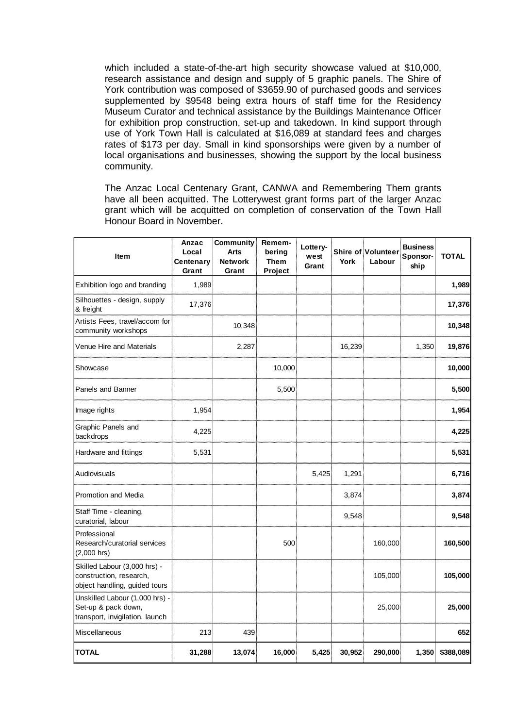which included a state-of-the-art high security showcase valued at $10,000, research assistance and design and supply of 5 graphic panels. The Shire of York contribution was composed of $3659.90 of purchased goods and services supplemented by $9548 being extra hours of staff time for the Residency Museum Curator and technical assistance by the Buildings Maintenance Officer for exhibition prop construction, set-up and takedown. In kind support through use of York Town Hall is calculated at $16,089 at standard fees and charges rates of $173 per day. Small in kind sponsorships were given by a number of local organisations and businesses, showing the support by the local business community.

The Anzac Local Centenary Grant, CANWA and Remembering Them grants have all been acquitted. The Lotterywest grant forms part of the larger Anzac grant which will be acquitted on completion of conservation of the Town Hall Honour Board in November.

| Item | Anzac Local Centenary Grant | Community Arts Network Grant | Remembering Them Project | Lotterywest Grant | Shire of York | Volunteer Labour | Business Sponsorship | TOTAL |
|---|---|---|---|---|---|---|---|---|
| Exhibition logo and branding | 1,989 | | | | | | | **1,989** |
| Silhouettes - design, supply & freight | 17,376 | | | | | | | **17,376** |
| Artists Fees, travel/accom for community workshops | | 10,348 | | | | | | **10,348** |
| Venue Hire and Materials | | 2,287 | | | 16,239 | | 1,350 | **19,876** |
| Showcase | | | 10,000 | | | | | **10,000** |
| Panels and Banner | | | 5,500 | | | | | **5,500** |
| Image rights | 1,954 | | | | | | | **1,954** |
| Graphic Panels and backdrops | 4,225 | | | | | | | **4,225** |
| Hardware and fittings | 5,531 | | | | | | | **5,531** |
| Audiovisuals | | | | 5,425 | 1,291 | | | **6,716** |
| Promotion and Media | | | | | 3,874 | | | **3,874** |
| Staff Time - cleaning, curatorial, labour | | | | | 9,548 | | | **9,548** |
| Professional Research/curatorial services (2,000 hrs) | | | 500 | | | 160,000 | | **160,500** |
| Skilled Labour (3,000 hrs) - construction, research, object handling, guided tours | | | | | | 105,000 | | **105,000** |
| Unskilled Labour (1,000 hrs) - Set-up & pack down, transport, invigilation, launch | | | | | | 25,000 | | **25,000** |
| Miscellaneous | 213 | 439 | | | | | | **652** |
| **TOTAL** | **31,288** | **13,074** | **16,000** | **5,425** | **30,952** | **290,000** | **1,350** | **$388,089** |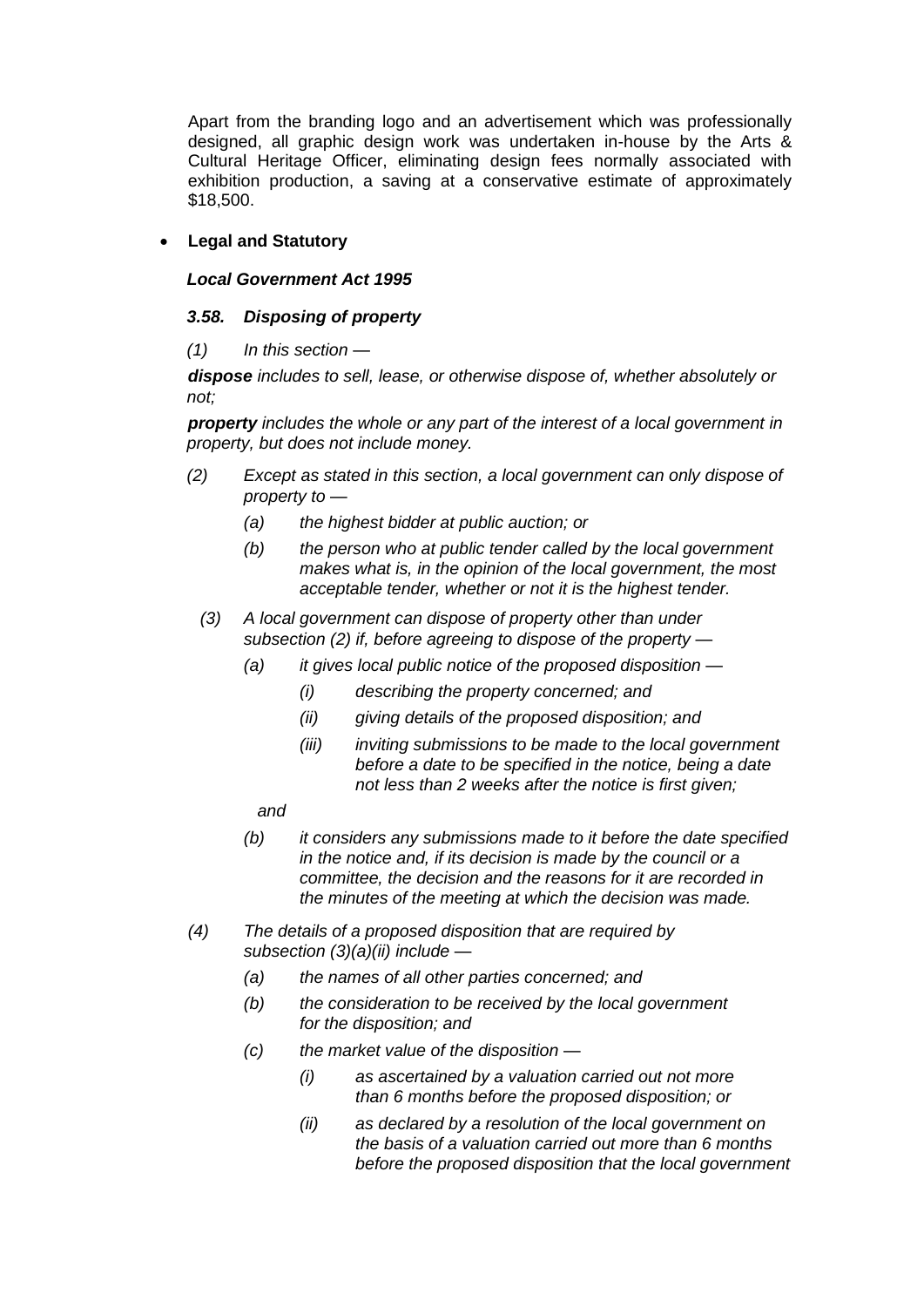Apart from the branding logo and an advertisement which was professionally designed, all graphic design work was undertaken in-house by the Arts & Cultural Heritage Officer, eliminating design fees normally associated with exhibition production, a saving at a conservative estimate of approximately $18,500.

- **Legal and Statutory**

***Local Government Act 1995***

***3.58. Disposing of property***

*(1) In this section —*

***dispose*** *includes to sell, lease, or otherwise dispose of, whether absolutely or not;*

***property*** *includes the whole or any part of the interest of a local government in property, but does not include money.*

*(2) Except as stated in this section, a local government can only dispose of property to —*

*(a) the highest bidder at public auction; or*

*(b) the person who at public tender called by the local government makes what is, in the opinion of the local government, the most acceptable tender, whether or not it is the highest tender.*

*(3) A local government can dispose of property other than under subsection (2) if, before agreeing to dispose of the property —*

*(a) it gives local public notice of the proposed disposition —*

*(i) describing the property concerned; and*

*(ii) giving details of the proposed disposition; and*

*(iii) inviting submissions to be made to the local government before a date to be specified in the notice, being a date not less than 2 weeks after the notice is first given;*

*and*

*(b) it considers any submissions made to it before the date specified in the notice and, if its decision is made by the council or a committee, the decision and the reasons for it are recorded in the minutes of the meeting at which the decision was made.*

*(4) The details of a proposed disposition that are required by subsection (3)(a)(ii) include —*

*(a) the names of all other parties concerned; and*

*(b) the consideration to be received by the local government for the disposition; and*

*(c) the market value of the disposition —*

*(i) as ascertained by a valuation carried out not more than 6 months before the proposed disposition; or*

*(ii) as declared by a resolution of the local government on the basis of a valuation carried out more than 6 months before the proposed disposition that the local government*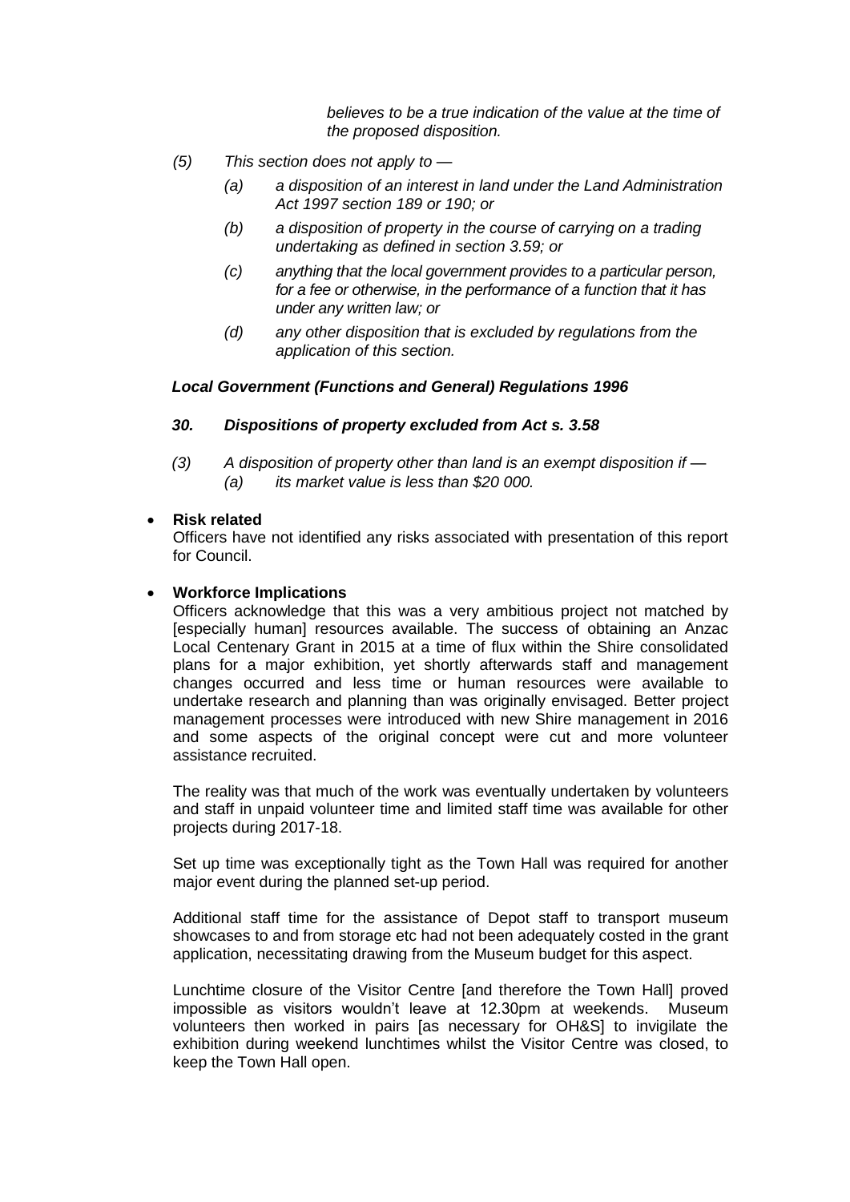*believes to be a true indication of the value at the time of the proposed disposition.*

*(5) This section does not apply to —*

*(a) a disposition of an interest in land under the Land Administration Act 1997 section 189 or 190; or*

*(b) a disposition of property in the course of carrying on a trading undertaking as defined in section 3.59; or*

*(c) anything that the local government provides to a particular person, for a fee or otherwise, in the performance of a function that it has under any written law; or*

*(d) any other disposition that is excluded by regulations from the application of this section.*

***Local Government (Functions and General) Regulations 1996***

***30. Dispositions of property excluded from Act s. 3.58***

*(3) A disposition of property other than land is an exempt disposition if —*
*(a) its market value is less than $20 000.*

- **Risk related**
  Officers have not identified any risks associated with presentation of this report for Council.

- **Workforce Implications**
  Officers acknowledge that this was a very ambitious project not matched by [especially human] resources available. The success of obtaining an Anzac Local Centenary Grant in 2015 at a time of flux within the Shire consolidated plans for a major exhibition, yet shortly afterwards staff and management changes occurred and less time or human resources were available to undertake research and planning than was originally envisaged. Better project management processes were introduced with new Shire management in 2016 and some aspects of the original concept were cut and more volunteer assistance recruited.

  The reality was that much of the work was eventually undertaken by volunteers and staff in unpaid volunteer time and limited staff time was available for other projects during 2017-18.

  Set up time was exceptionally tight as the Town Hall was required for another major event during the planned set-up period.

  Additional staff time for the assistance of Depot staff to transport museum showcases to and from storage etc had not been adequately costed in the grant application, necessitating drawing from the Museum budget for this aspect.

  Lunchtime closure of the Visitor Centre [and therefore the Town Hall] proved impossible as visitors wouldn't leave at 12.30pm at weekends. Museum volunteers then worked in pairs [as necessary for OH&S] to invigilate the exhibition during weekend lunchtimes whilst the Visitor Centre was closed, to keep the Town Hall open.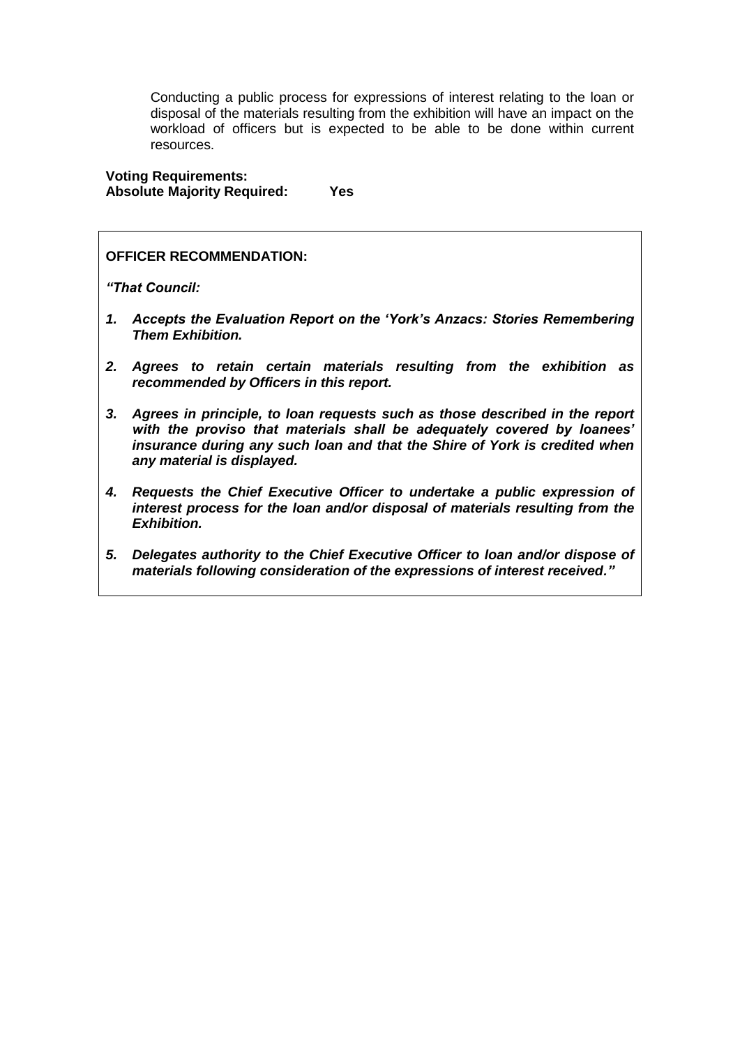Conducting a public process for expressions of interest relating to the loan or disposal of the materials resulting from the exhibition will have an impact on the workload of officers but is expected to be able to be done within current resources.

**Voting Requirements:**
**Absolute Majority Required: Yes**

**OFFICER RECOMMENDATION:**

***"That Council:***

1. ***Accepts the Evaluation Report on the 'York's Anzacs: Stories Remembering Them Exhibition.***
2. ***Agrees to retain certain materials resulting from the exhibition as recommended by Officers in this report.***
3. ***Agrees in principle, to loan requests such as those described in the report with the proviso that materials shall be adequately covered by loanees' insurance during any such loan and that the Shire of York is credited when any material is displayed.***
4. ***Requests the Chief Executive Officer to undertake a public expression of interest process for the loan and/or disposal of materials resulting from the Exhibition.***
5. ***Delegates authority to the Chief Executive Officer to loan and/or dispose of materials following consideration of the expressions of interest received."***